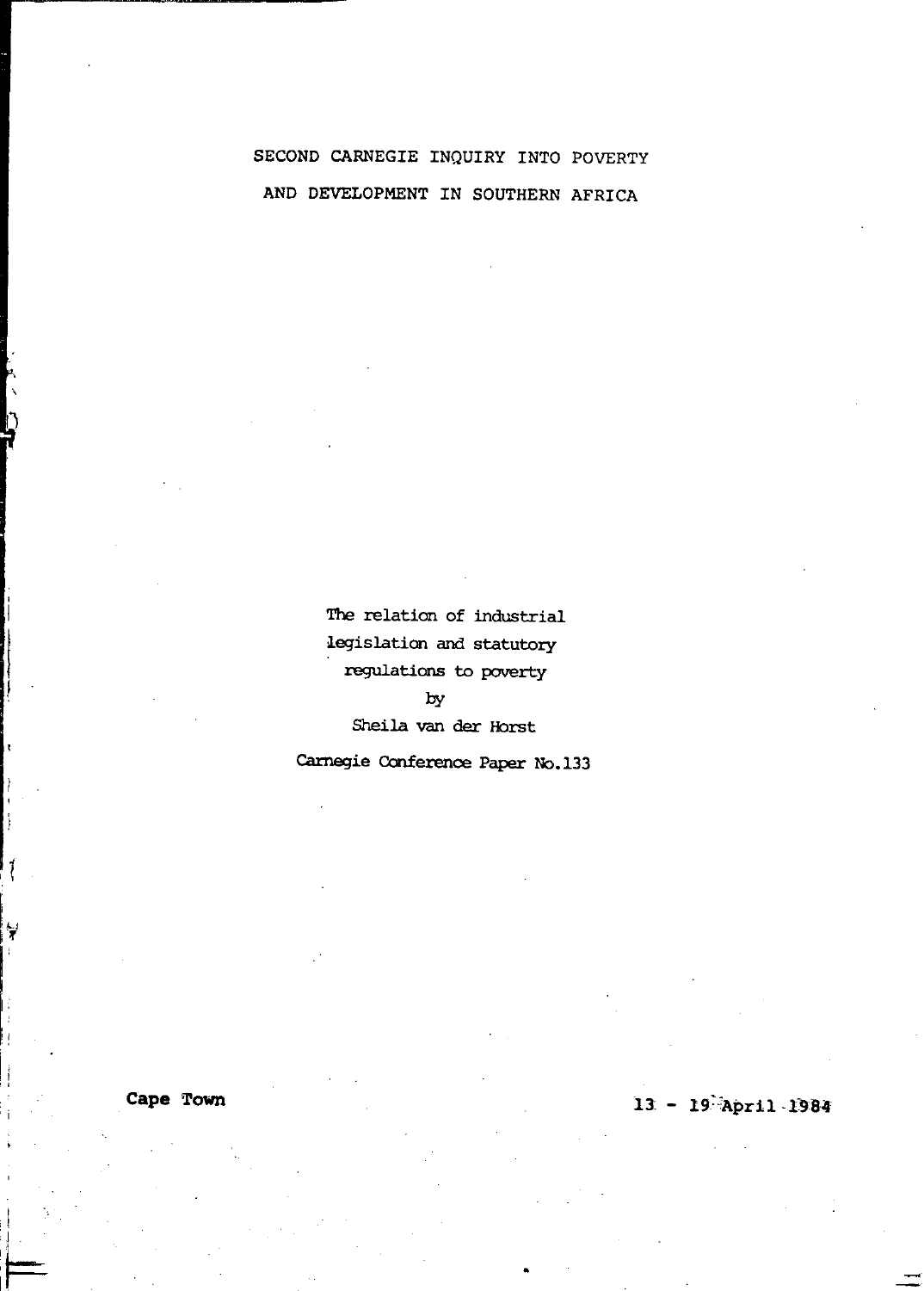# SECOND CARNEGIE INQUIRY INTO POVERTY AND DEVELOPMENT IN SOUTHERN AFRICA

The relation of industrial legislation and statutory regulations to poverty

by

Sheila van der Horst

Carnegie Conference Paper No.133

**Cape Town** 13 - 19 April 1984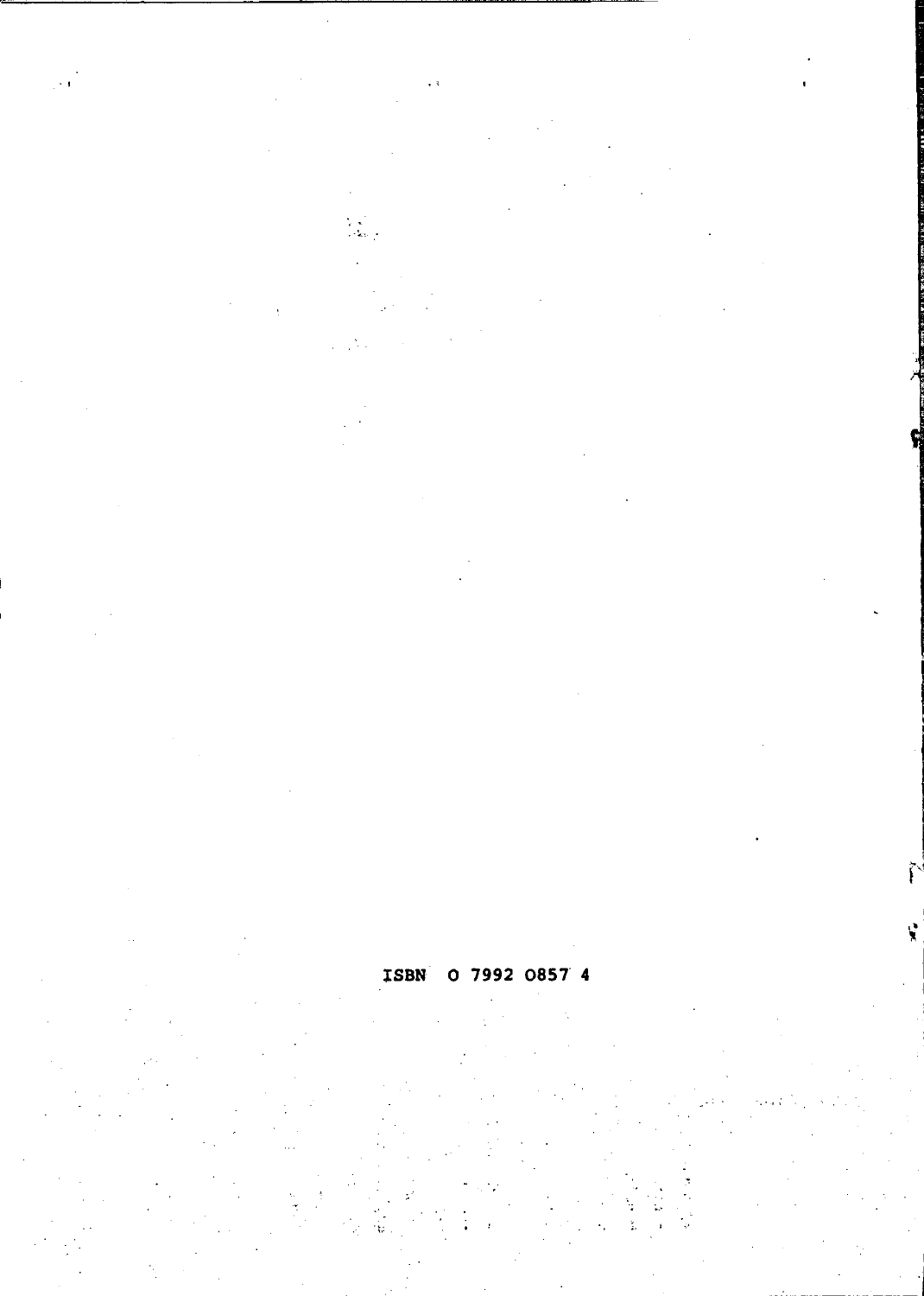ISBN 0 7992 0857 4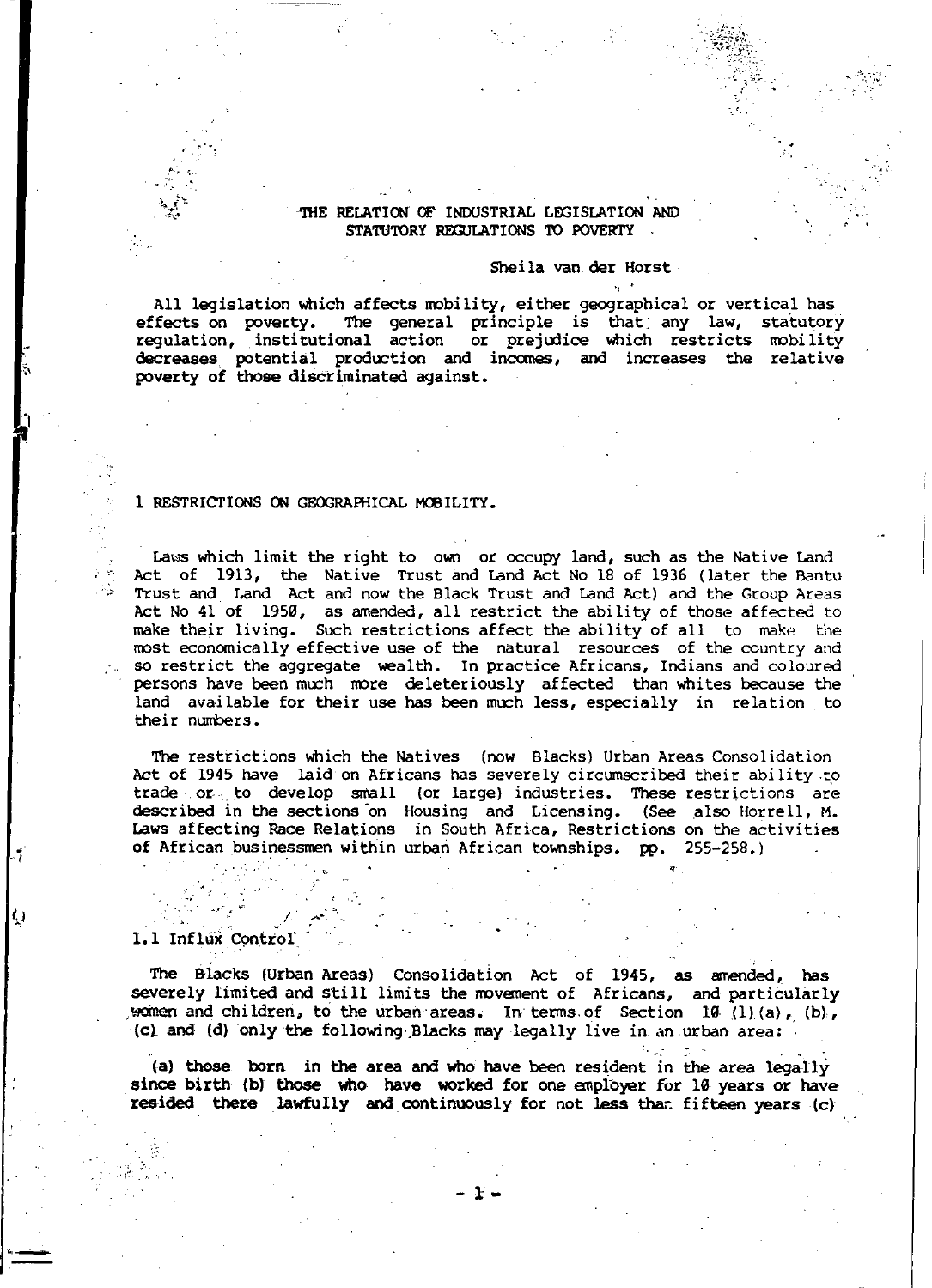# THE RELATION OF INDUSTRIAL LEGISLATION AND STATUTORY REGULATIONS TO POVERTY

Sheila van der Horst

All legislation which affects mobility, either geographical or vertical has effects on poverty. The general principle is that any law, statutory regulation, institutional action or prejudice which restricts mobility decreases potential production and incomes, and increases the relative poverty of those discriminated against.

## 1 RESTRICTIONS ON GEOGRAPHICAL MOBILITY.

Laws which limit the right to own or occupy land, such as the Native Land Act of 1913, the Native Trust and Land Act No 18 of 1936 (later the Bantu Trust and Land Act and now the Black Trust and Land Act) and the Group Areas Act No 41 of 1950, as amended, all restrict the ability of those affected to make their living. Such restrictions affect the ability of all to make the most economically effective use of the natural resources of the country and so restrict the aggregate wealth. In practice Africans, Indians and coloured persons have been much more deleteriously affected than whites because the land available for their use has been much less, especially in relation to their numbers.

The restrictions which the Natives (now Blacks) Urban Areas Consolidation Act of 1945 have laid on Africans has severely circumscribed their ability to trade or to develop small (or large) industries. These restrictions are described in the sections on Housing and Licensing. (See also Horrell, M. Laws affecting Race Relations in South Africa, Restrictions on the activities of African businessmen within urban African townships. pp. 255-258.)

### 1.1 Influx Control

The Blacks (Urban Areas) Consolidation Act of 1945, as amended, has severely limited and still limits the movement of Africans, and particularly women and children, to the urban areas. In terms of Section 10 (1)(a), (b), (c) and (d) only the following Blacks may legally live in an urban area:

(a) those born in the area and who have been resident in the area legally since birth (b) those who have worked for one employer for 10 years or have resided there lawfully and continuously for not less than fifteen years (c)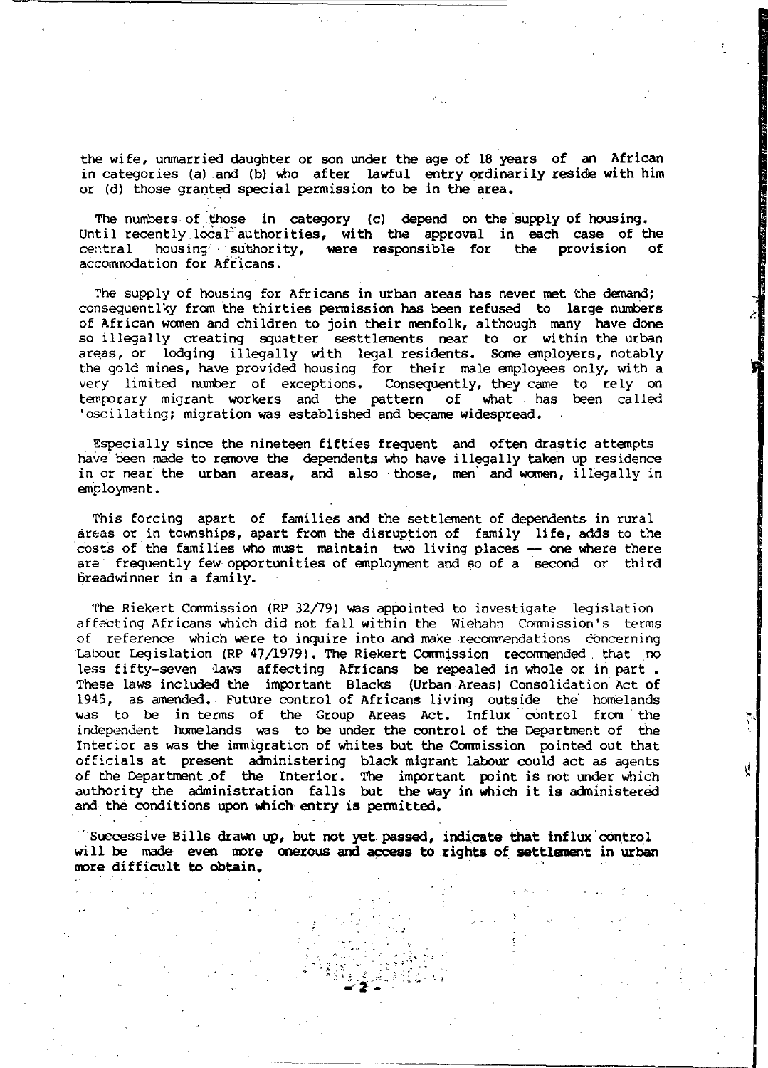the wife, unmarried daughter or son under the age of 18 years of an African in categories (a) and (b) who after lawful entry ordinarily reside with him or (d) those granted special permission to be in the area.

The numbers of those in category (c) depend on the supply of housing. Until recently local authorities, with the approval in each case of the central housing suthority, were responsible for the provision of accommodation for Africans.

The supply of housing for Africans in urban areas has never met the demand; consequentlky from the thirties permission has been refused to large numbers of African women and children to join their menfolk, although many have done so illegally creating squatter sesttlements near to or within the urban areas, or lodging illegally with legal residents. Some employers, notably the gold mines, have provided housing for their male employees only, with a very limited number of exceptions. Consequently, they came to rely on temporary migrant workers and the pattern of what has been called 'oscillating; migration was established and became widespread.

Especially since the nineteen fifties frequent and often drastic attempts have been made to remove the dependents who have illegally taken up residence in or near the urban areas, and also those, men and women, illegally in employment.

This forcing apart of families and the settlement of dependents in rural areas or in townships, apart from the disruption of family life, adds to the costs of the families who must maintain two living places — one where there are frequently few opportunities of employment and so of a second or third breadwinner in a family.

The Riekert Commission (RP 32/79) was appointed to investigate legislation affecting Africans which did not fall within the Wiehahn Commission's terms of reference which were to inquire into and make recommendations concerning Labour Legislation (RP 47/1979). The Riekert Commission recommended that no less fifty-seven laws affecting Africans be repealed in whole or in part. These laws included the important Blacks (Urban Areas) Consolidation Act of 1945, as amended. Future control of Africans living outside the homelands was to be in terms of the Group Areas Act. Influx control from the independent homelands was to be under the control of the Department of the Interior as was the immigration of whites but the Commission pointed out that officials at present administering black migrant labour could act as agents of the Department of the Interior. The important point is not under which authority the administration falls but the way in which it is administered and the conditions upon which entry is permitted.

**Successive Bills drawn up, but not yet passed, indicate that influx control will be made even more onerous and access to rights of settlement in urban more difficult to obtain.**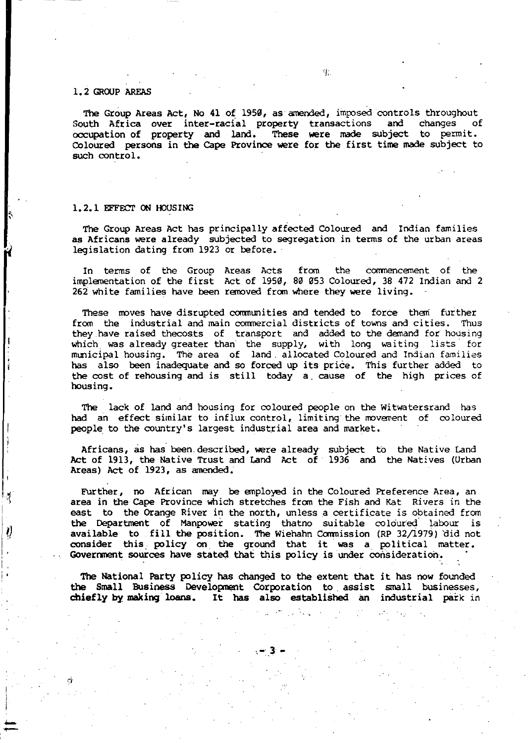## 1.2 GROUP AREAS

The Group Areas Act, No 41 of 1950, as amended, imposed controls throughout South Africa over inter-racial property transactions and changes of occupation of property and land. These were made subject to permit. Coloured persons in the Cape Province were for the first time made subject to such control.

### 1.2.1 EFFECT ON HOUSING

The Group Areas Act has principally affected Coloured and Indian families as Africans were already subjected to segregation in terms of the urban areas legislation dating from 1923 or before.

In terms of the Group Areas Acts from the commencement of the implementation of the first Act of 1950, 80 053 Coloured, 38 472 Indian and 2 262 white families have been removed from where they were living.

These moves have disrupted communities and tended to force them further from the industrial and main commercial districts of towns and cities. Thus they have raised thecosts of transport and added to the demand for housing which was already greater than the supply, with long waiting lists for municipal housing. The area of land allocated Coloured and Indian families has also been inadequate and so forced up its price. This further added to the cost of rehousing and is still today a cause of the high prices of housing.

The lack of land and housing for coloured people on the Witwatersrand has had an effect similar to influx control, limiting the movement of coloured people to the country's largest industrial area and market.

Africans, as has been described, were already subject to the Native Land Act of 1913, the Native Trust and Land Act of 1936 and the Natives (Urban Areas) Act of 1923, as amended.

Further, no African may be employed in the Coloured Preference Area, an area in the Cape Province which stretches from the Fish and Kat Rivers in the east to the Orange River in the north, unless a certificate is obtained from the Department of Manpower stating thatno suitable coloured labour is available to fill the position. The Wiehahn Commission (RP 32/1979) did not consider this policy on the ground that it was a political matter. Government sources have stated that this policy is under consideration.

The National Party policy has changed to the extent that it has now founded the Small Business Development Corporation to assist small businesses, chiefly by making loans. It has also established an industrial park in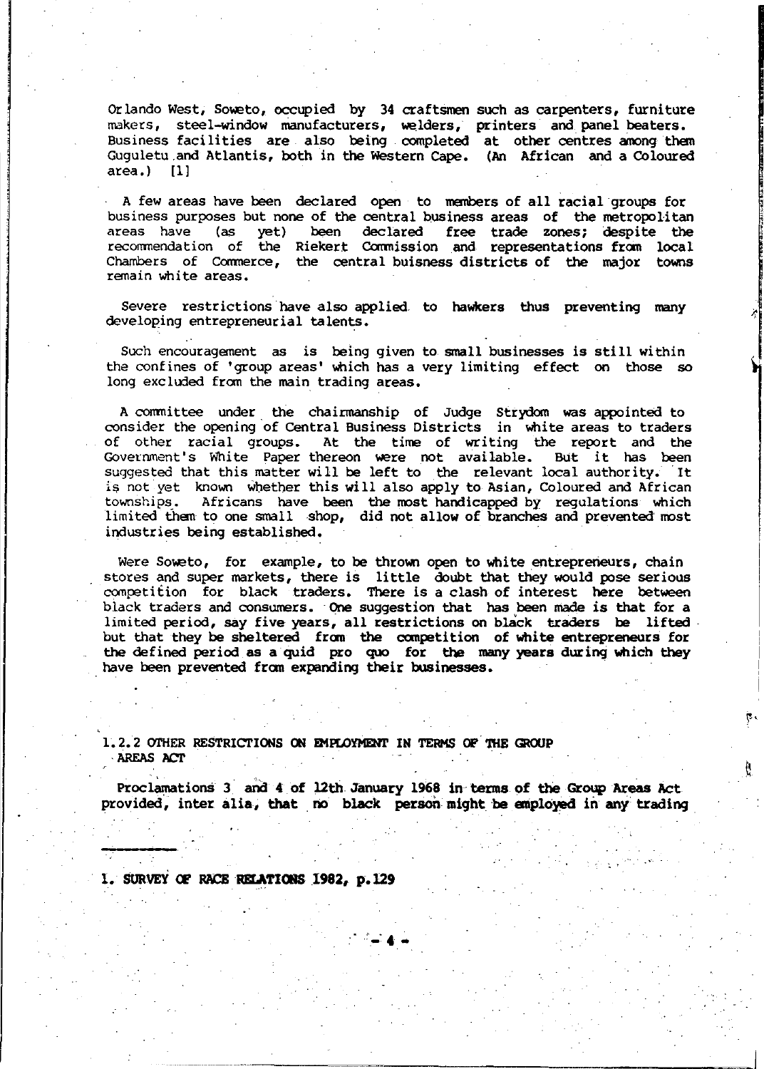Orlando West, Soweto, occupied by 34 craftsmen such as carpenters, furniture makers, steel-window manufacturers, welders, printers and panel beaters. Business facilities are also being completed at other centres among them Guguletu and Atlantis, both in the Western Cape. (An African and a Coloured area.) [1]

A few areas have been declared open to members of all racial groups for business purposes but none of the central business areas of the metropolitan areas have (as yet) been declared free trade zones; despite the recommendation of the Riekert Commission and representations from local Chambers of Commerce, the central buisness districts of the major towns remain white areas.

Severe restrictions have also applied to hawkers thus preventing many developing entrepreneurial talents.

Such encouragement as is being given to small businesses is still within the confines of 'group areas' which has a very limiting effect on those so long excluded from the main trading areas.

A committee under the chairmanship of Judge Strydom was appointed to consider the opening of Central Business Districts in white areas to traders of other racial groups. At the time of writing the report and the Government's White Paper thereon were not available. But it has been suggested that this matter will be left to the relevant local authority. It is not yet known whether this will also apply to Asian, Coloured and African townships. Africans have been the most handicapped by regulations which limited them to one small shop, did not allow of branches and prevented most industries being established.

Were Soweto, for example, to be thrown open to white entrepreneurs, chain stores and super markets, there is little doubt that they would pose serious competition for black traders. There is a clash of interest here between black traders and consumers. One suggestion that has been made is that for a limited period, say five years, all restrictions on black traders be lifted but that they be sheltered from the competition of white entrepreneurs for the defined period as a quid pro quo for the many years during which they have been prevented from expanding their businesses.

### 1.2.2 OTHER RESTRICTIONS ON EMPLOYMENT IN TERMS OF THE GROUP AREAS ACT

Proclamations 3 and 4 of 12th January 1968 in terms of the Group Areas Act provided, inter alia, that no black person might be employed in any trading

---

1. SURVEY OF RACE RELATIONS 1982, p.129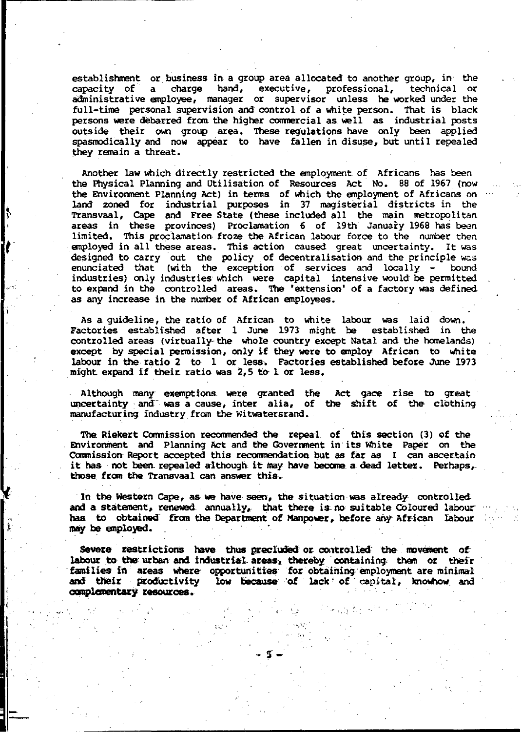establishment or business in a group area allocated to another group, in the capacity of a charge hand, executive, professional, technical or administrative employee, manager or supervisor unless he worked under the full-time personal supervision and control of a white person. That is black persons were debarred from the higher commercial as well as industrial posts outside their own group area. These regulations have only been applied spasmodically and now appear to have fallen in disuse, but until repealed they remain a threat.

Another law which directly restricted the employment of Africans has been the Physical Planning and Utilisation of Resources Act No. 88 of 1967 (now the Environment Planning Act) in terms of which the employment of Africans on land zoned for industrial purposes in 37 magisterial districts in the Transvaal, Cape and Free State (these included all the main metropolitan areas in these provinces) Proclamation 6 of 19th January 1968 has been limited. This proclamation froze the African labour force to the number then employed in all these areas. This action caused great uncertainty. It was designed to carry out the policy of decentralisation and the principle was enunciated that (with the exception of services and locally - bound industries) only industries which were capital intensive would be permitted to expand in the controlled areas. The 'extension' of a factory was defined as any increase in the number of African employees.

As a guideline, the ratio of African to white labour was laid down. Factories established after 1 June 1973 might be established in the controlled areas (virtually the whole country except Natal and the homelands) except by special permission, only if they were to employ African to white labour in the ratio 2 to 1 or less. Factories established before June 1973 might expand if their ratio was 2,5 to 1 or less.

Although many exemptions were granted the Act gace rise to great uncertainty and was a cause, inter alia, of the shift of the clothing manufacturing industry from the Witwatersrand.

The Riekert Commission recommended the repeal of this section (3) of the Environment and Planning Act and the Government in its White Paper on the Commission Report accepted this recommendation but as far as I can ascertain it has not been repealed although it may have become a dead letter. Perhaps, those from the Transvaal can answer this.

In the Western Cape, as we have seen, the situation was already controlled and a statement, renewed annually, that there is no suitable Coloured labour has to obtained from the Department of Manpower, before any African labour may be employed.

Severe restrictions have thus precluded or controlled the movement of labour to the urban and industrial areas, thereby containing them or their families in areas where opportunities for obtaining employment are minimal and their productivity low because of lack of capital, knowhow and complementary resources.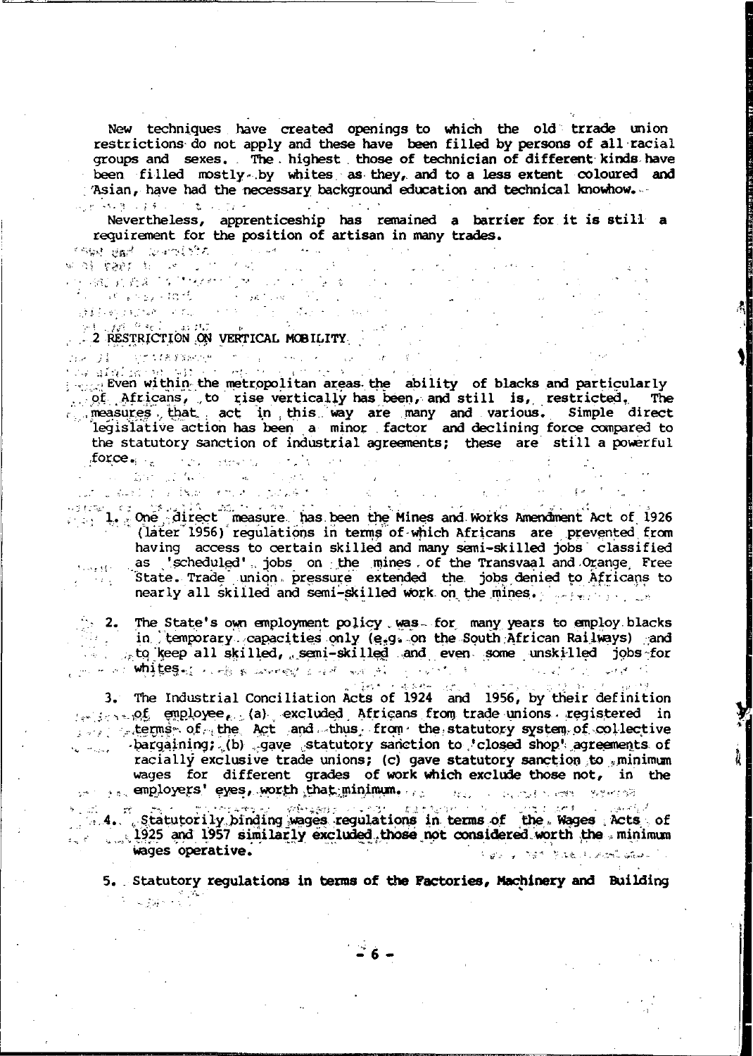New techniques have created openings to which the old trrade union restrictions do not apply and these have been filled by persons of all racial groups and sexes. The highest those of technician of different kinds have been filled mostly by whites as they, and to a less extent coloured and Asian, have had the necessary background education and technical knowhow.

Nevertheless, apprenticeship has remained a barrier for it is still a requirement for the position of artisan in many trades.

## 2 RESTRICTION ON VERTICAL MOBILITY

Even within the metropolitan areas the ability of blacks and particularly of Africans, to rise vertically has been, and still is, restricted. The measures that act in this way are many and various. Simple direct legislative action has been a minor factor and declining force compared to the statutory sanction of industrial agreements; these are still a powerful force.

1. One direct measure has been the Mines and Works Amendment Act of 1926 (later 1956) regulations in terms of which Africans are prevented from having access to certain skilled and many semi-skilled jobs classified as 'scheduled' jobs on the mines of the Transvaal and Orange Free State. Trade union pressure extended the jobs denied to Africans to nearly all skilled and semi-skilled work on the mines.

2. The State's own employment policy was for many years to employ blacks in temporary capacities only (e.g. on the South African Railways) and to keep all skilled, semi-skilled and even some unskilled jobs for whites.

3. The Industrial Conciliation Acts of 1924 and 1956, by their definition of employee, (a) excluded Africans from trade unions registered in terms of the Act and thus from the statutory system of collective bargaining; (b) gave statutory sanction to 'closed shop' agreements of racially exclusive trade unions; (c) gave statutory sanction to minimum wages for different grades of work which exclude those not, in the employers' eyes, worth that minimum.

4. Statutorily binding wages regulations in terms of the Wages Acts of 1925 and 1957 similarly excluded those not considered worth the minimum wages operative.

5. Statutory regulations in terms of the Factories, Machinery and Building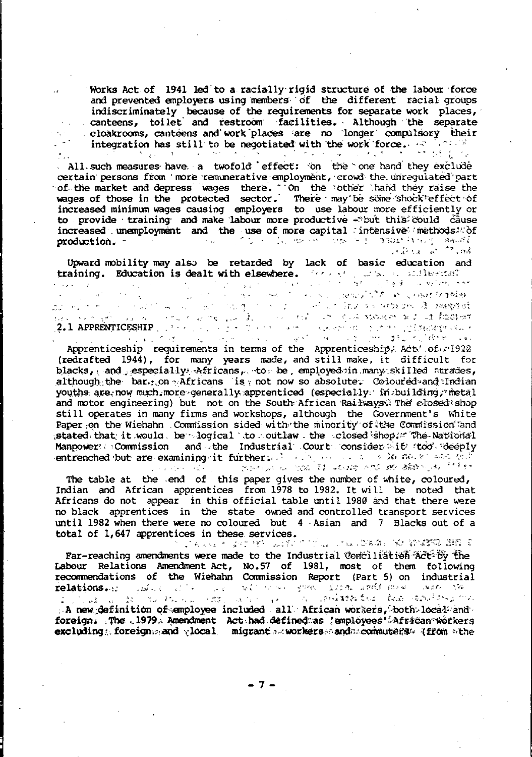Works Act of 1941 led to a racially rigid structure of the labour force and prevented employers using members of the different racial groups indiscriminately because of the requirements for separate work places, canteens, toilet and restroom facilities. Although the separate cloakrooms, canteens and work places are no longer compulsory their integration has still to be negotiated with the work force.

All such measures have a twofold effect: on the one hand they exclude certain persons from more remunerative employment, crowd the unregulated part of the market and depress wages there. On the other hand they raise the wages of those in the protected sector. There may be some shock effect of increased minimum wages causing employers to use labour more efficiently or to provide training and make labour more productive - but this could cause increased unemployment and the use of more capital intensive methods of production.

Upward mobility may also be retarded by lack of basic education and training. Education is dealt with elsewhere.

## 2.1 APPRENTICESHIP

Apprenticeship requirements in terms of the Apprenticeship Act of 1922 (redrafted 1944), for many years made, and still make, it difficult for blacks, and especially Africans, to be employed in many skilled trades, although the bar on Africans is not now so absolute. Coloured and Indian youths are now much more generally apprenticed (especially in building, metal and motor engineering) but not on the South African Railways. The closed shop still operates in many firms and workshops, although the Government's White Paper on the Wiehahn Commission sided with the minority of the Commission and stated that it would be logical to outlaw the closed shop. The National Manpower Commission and the Industrial Court consider it too deeply entrenched but are examining it further.

The table at the end of this paper gives the number of white, coloured, Indian and African apprentices from 1978 to 1982. It will be noted that Africans do not appear in this official table until 1980 and that there were no black apprentices in the state owned and controlled transport services until 1982 when there were no coloured but 4 Asian and 7 Blacks out of a total of 1,647 apprentices in these services.

Far-reaching amendments were made to the Industrial Conciliation Act by the Labour Relations Amendment Act, No.57 of 1981, most of them following recommendations of the Wiehahn Commission Report (Part 5) on industrial relations.

A new definition of employee included all African workers, both local and foreign. The 1979 Amendment Act had defined as 'employees' African workers excluding foreign and local migrant workers and commuters (from the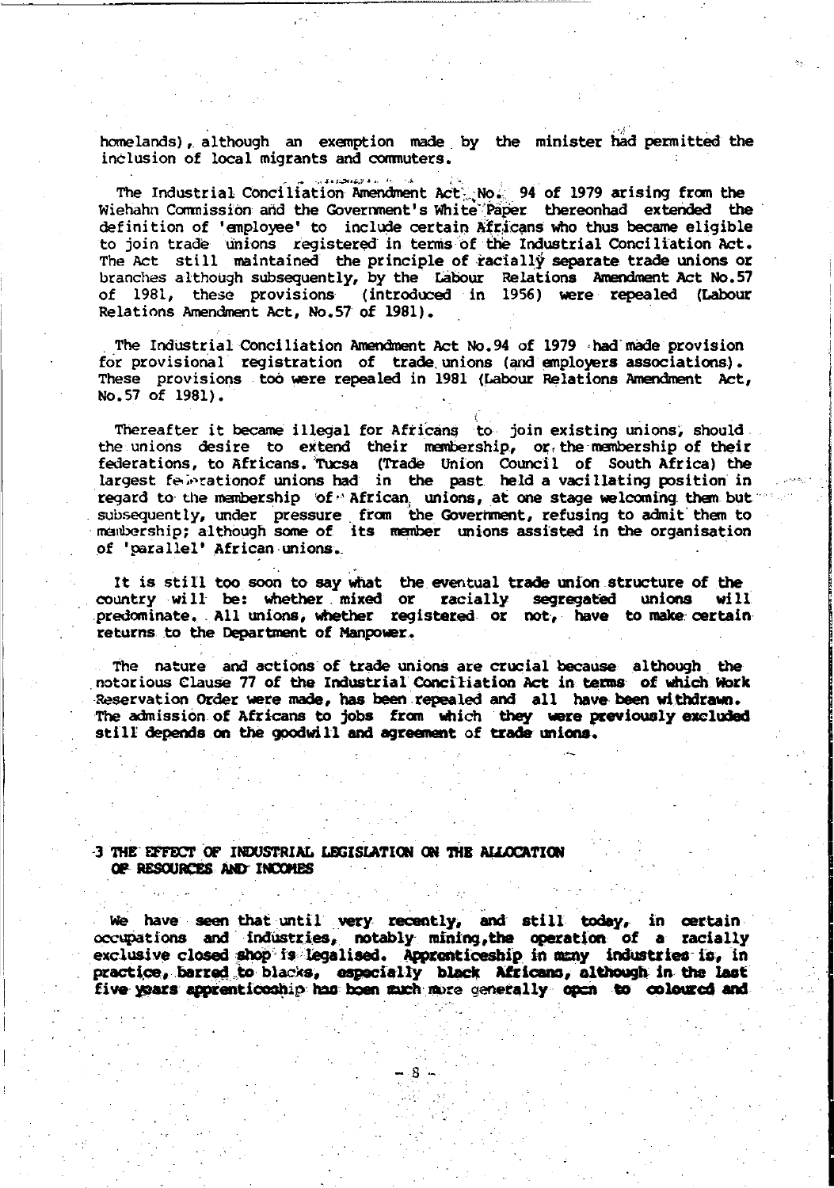homelands), although an exemption made by the minister had permitted the inclusion of local migrants and commuters.

The Industrial Conciliation Amendment Act No. 94 of 1979 arising from the Wiehahn Commission and the Government's White Paper thereonhad extended the definition of 'employee' to include certain Africans who thus became eligible to join trade unions registered in terms of the Industrial Conciliation Act. The Act still maintained the principle of racially separate trade unions or branches although subsequently, by the Labour Relations Amendment Act No.57 of 1981, these provisions (introduced in 1956) were repealed (Labour Relations Amendment Act, No.57 of 1981).

The Industrial Conciliation Amendment Act No.94 of 1979 had made provision for provisional registration of trade unions (and employers associations). These provisions too were repealed in 1981 (Labour Relations Amendment Act, No.57 of 1981).

Thereafter it became illegal for Africans to join existing unions, should the unions desire to extend their membership, or the membership of their federations, to Africans. Tucsa (Trade Union Council of South Africa) the largest federationof unions had in the past held a vacillating position in regard to the membership of African unions, at one stage welcoming them but subsequently, under pressure from the Government, refusing to admit them to membership; although some of its member unions assisted in the organisation of 'parallel' African unions.

It is still too soon to say what the eventual trade union structure of the country will be: whether mixed or racially segregated unions will predominate. All unions, whether registered or not, have to make certain returns to the Department of Manpower.

The nature and actions of trade unions are crucial because although the notorious Clause 77 of the Industrial Conciliation Act in terms of which Work Reservation Order were made, has been repealed and all have been withdrawn. The admission of Africans to jobs from which they were previously excluded still depends on the goodwill and agreement of trade unions.

## 3 THE EFFECT OF INDUSTRIAL LEGISLATION ON THE ALLOCATION OF RESOURCES AND INCOMES

We have seen that until very recently, and still today, in certain occupations and industries, notably mining,the operation of a racially exclusive closed shop is legalised. Apprenticeship in many industries is, in practice, barred to blacks, especially black Africans, although in the last five years apprenticeship has been much more generally open to coloured and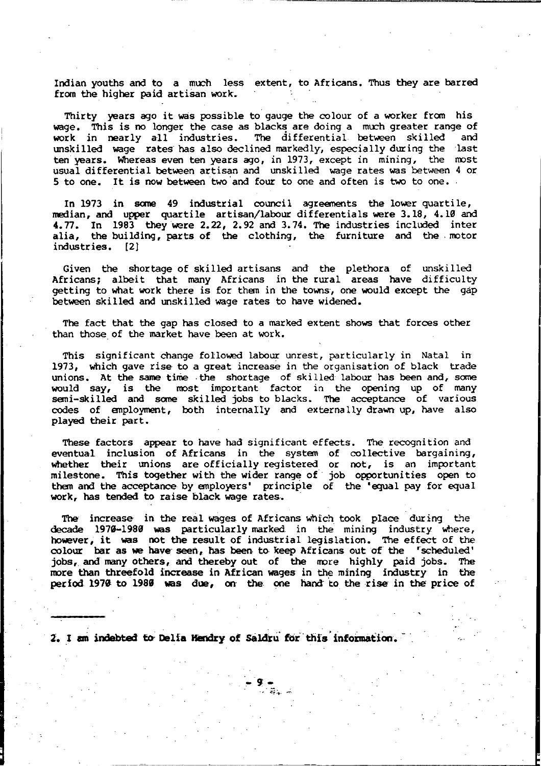Indian youths and to a much less extent, to Africans. Thus they are barred from the higher paid artisan work.

Thirty years ago it was possible to gauge the colour of a worker from his wage. This is no longer the case as blacks are doing a much greater range of work in nearly all industries. The differential between skilled and unskilled wage rates has also declined markedly, especially during the last ten years. Whereas even ten years ago, in 1973, except in mining, the most usual differential between artisan and unskilled wage rates was between 4 or 5 to one. It is now between two and four to one and often is two to one.

In 1973 in some 49 industrial council agreements the lower quartile, median, and upper quartile artisan/labour differentials were 3.18, 4.10 and 4.77. In 1983 they were 2.22, 2.92 and 3.74. The industries included inter alia, the building, parts of the clothing, the furniture and the motor industries. [2]

Given the shortage of skilled artisans and the plethora of unskilled Africans; albeit that many Africans in the rural areas have difficulty getting to what work there is for them in the towns, one would except the gap between skilled and unskilled wage rates to have widened.

The fact that the gap has closed to a marked extent shows that forces other than those of the market have been at work.

This significant change followed labour unrest, particularly in Natal in 1973, which gave rise to a great increase in the organisation of black trade unions. At the same time the shortage of skilled labour has been and, some would say, is the most important factor in the opening up of many semi-skilled and some skilled jobs to blacks. The acceptance of various codes of employment, both internally and externally drawn up, have also played their part.

These factors appear to have had significant effects. The recognition and eventual inclusion of Africans in the system of collective bargaining, whether their unions are officially registered or not, is an important milestone. This together with the wider range of job opportunities open to them and the acceptance by employers' principle of the 'equal pay for equal work, has tended to raise black wage rates.

The increase in the real wages of Africans which took place during the decade 1970-1980 was particularly marked in the mining industry where, however, it was not the result of industrial legislation. The effect of the colour bar as we have seen, has been to keep Africans out of the 'scheduled' jobs, and many others, and thereby out of the more highly paid jobs. The more than threefold increase in African wages in the mining industry in the period 1970 to 1980 was due, on the one hand to the rise in the price of

---

**2. I am indebted to Delia Hendry of Saldru for this information.**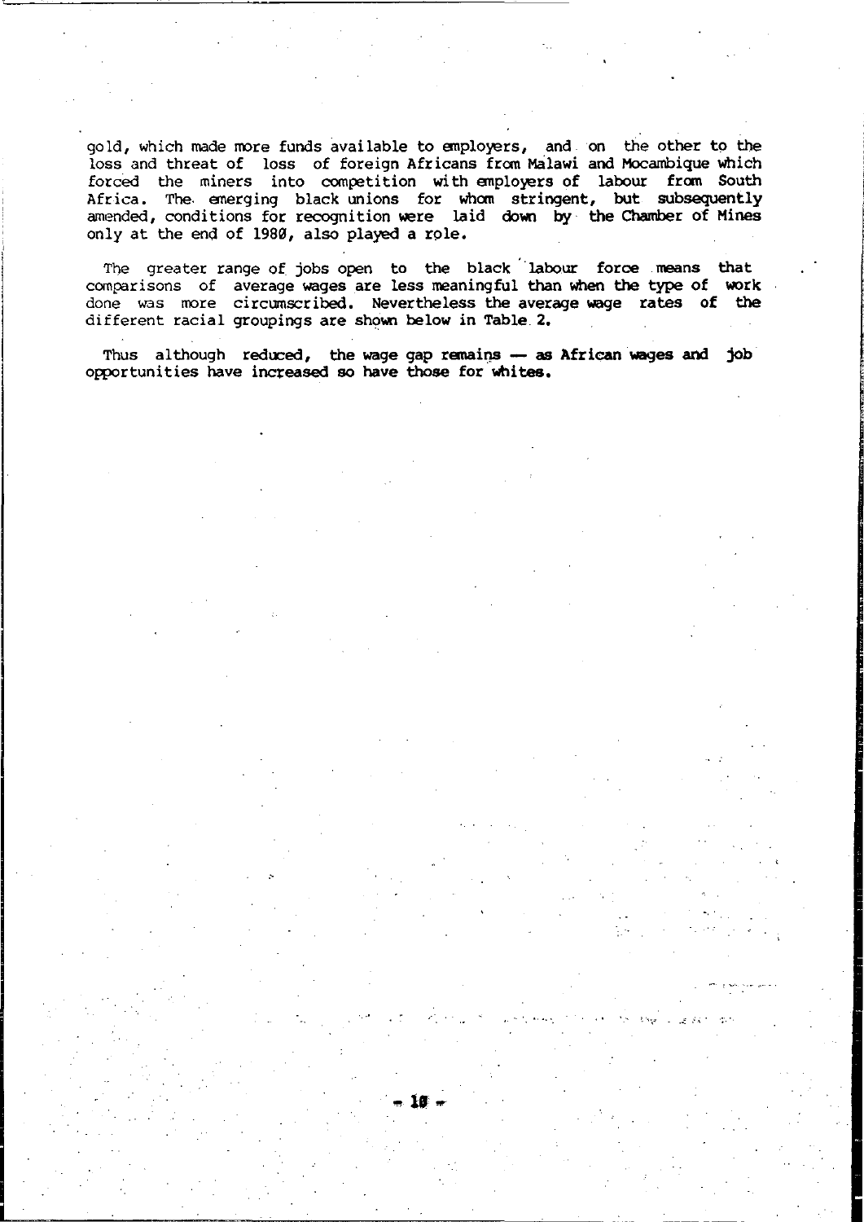gold, which made more funds available to employers, and on the other to the loss and threat of loss of foreign Africans from Malawi and Mocambique which forced the miners into competition with employers of labour from South Africa. The emerging black unions for whom stringent, but subsequently amended, conditions for recognition were laid down by the Chamber of Mines only at the end of 1980, also played a role.

The greater range of jobs open to the black labour force means that comparisons of average wages are less meaningful than when the type of work done was more circumscribed. Nevertheless the average wage rates of the different racial groupings are shown below in Table 2.

Thus although reduced, the wage gap remains — as African wages and job opportunities have increased so have those for whites.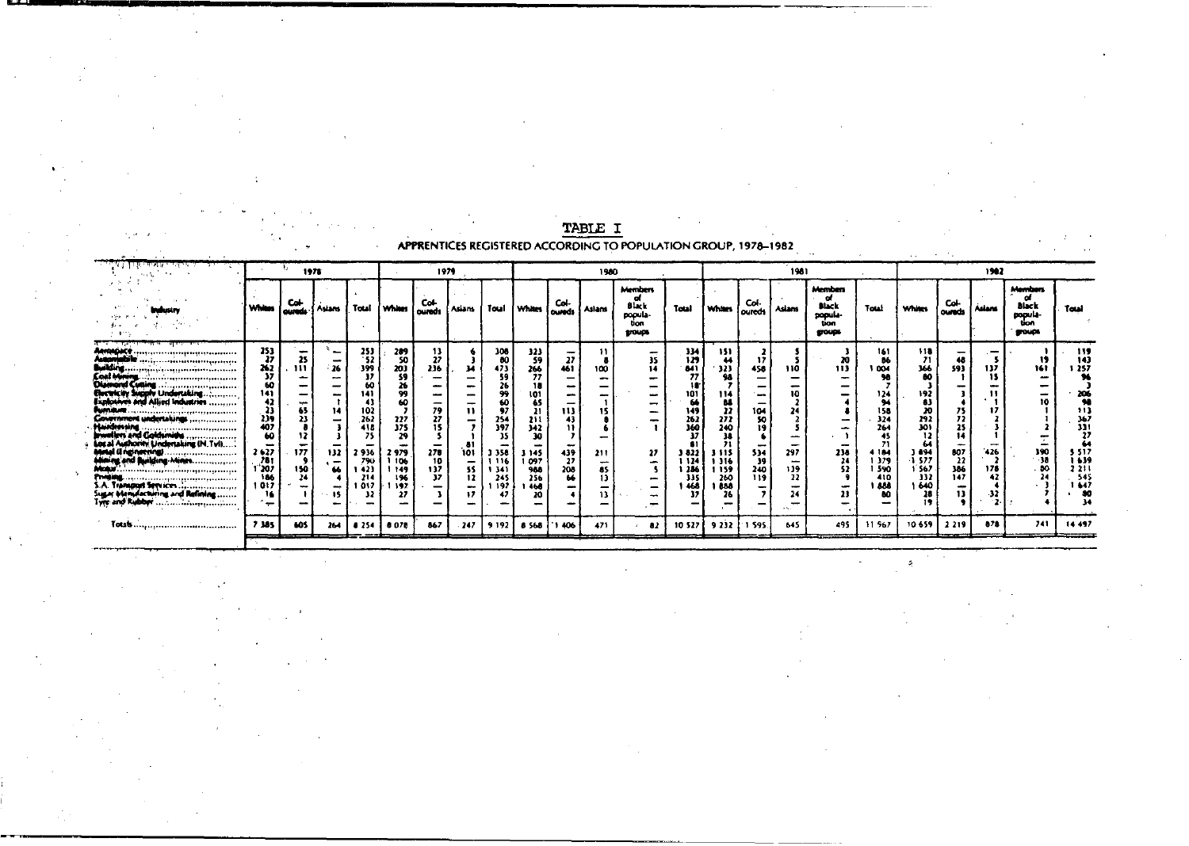# TABLE I

## APPRENTICES REGISTERED ACCORDING TO POPULATION GROUP, 1978–1982

| Industry | 1978 | | | | 1979 | | | | 1980 | | | | | 1981 | | | | | 1982 | | | | |
|---|---|---|---|---|---|---|---|---|---|---|---|---|---|---|---|---|---|---|---|---|---|---|---|
| | Whites | Col-oureds | Asians | Total | Whites | Col-oureds | Asians | Total | Whites | Col-oureds | Asians | Members of Black popula-tion groups | Total | Whites | Col-oureds | Asians | Members of Black popula-tion groups | Total | Whites | Col-oureds | Asians | Members of Black popula-tion groups | Total |
| Aerospace | 253 | — | — | 253 | 289 | 13 | 6 | 308 | 323 | — | 11 | — | 334 | 151 | 2 | 5 | 3 | 161 | 118 | — | — | 1 | 119 |
| Automobile | 27 | 25 | — | 52 | 50 | 27 | 3 | 80 | 59 | 27 | 8 | 35 | 129 | 44 | 17 | 5 | 20 | 86 | 71 | 48 | 5 | 19 | 143 |
| Building | 262 | 111 | 26 | 399 | 203 | 236 | 34 | 473 | 266 | 461 | 100 | 14 | 841 | 323 | 458 | 110 | 113 | 1 004 | 366 | 593 | 137 | 161 | 1 257 |
| Coal Mining | 37 | — | — | 37 | 59 | — | — | 59 | 77 | — | — | — | 77 | 98 | — | — | — | 98 | 80 | 1 | 15 | — | 96 |
| Diamond Cutting | 60 | — | — | 60 | 26 | — | — | 26 | 18 | — | — | — | 18 | 7 | — | — | — | 7 | 3 | — | — | — | 3 |
| Electricity Supply Undertaking | 141 | — | — | 141 | 99 | — | — | 99 | 101 | — | — | — | 101 | 114 | — | 10 | — | 124 | 192 | 3 | 11 | — | 206 |
| Explosives and Allied Industries | 42 | — | 1 | 43 | 60 | — | — | 60 | 65 | — | 1 | — | 66 | 88 | — | 2 | 4 | 94 | 83 | 4 | 1 | 10 | 98 |
| Furniture | 23 | 65 | 14 | 102 | 7 | 79 | 11 | 97 | 21 | 113 | 15 | — | 149 | 22 | 104 | 24 | 8 | 158 | 20 | 75 | 17 | 1 | 113 |
| Government undertakings | 239 | 23 | — | 262 | 227 | 27 | — | 254 | 211 | 43 | 8 | — | 262 | 272 | 50 | 2 | — | 324 | 292 | 72 | 2 | 1 | 367 |
| Hairdressing | 407 | 8 | 3 | 418 | 375 | 15 | 7 | 397 | 342 | 11 | 6 | 1 | 360 | 240 | 19 | 5 | — | 264 | 301 | 25 | 3 | 2 | 331 |
| Jewellers and Goldsmiths | 60 | 12 | 3 | 75 | 29 | 5 | 1 | 35 | 30 | 7 | — | — | 37 | 38 | 6 | — | 1 | 45 | 12 | 14 | 1 | — | 27 |
| Local Authority Undertaking (N. Tvl) | — | — | — | — | — | — | 81 | — | — | — | — | — | 81 | 71 | — | — | — | 71 | 64 | — | — | — | 64 |
| Metal (Engineering) | 2 627 | 177 | 132 | 2 936 | 2 979 | 278 | 101 | 3 358 | 3 145 | 439 | 211 | 27 | 3 822 | 3 115 | 534 | 297 | 238 | 4 184 | 3 894 | 807 | 426 | 390 | 5 517 |
| Mining and Building Mines | 781 | 9 | — | 790 | 1 106 | 10 | — | 1 116 | 1 097 | 27 | — | — | 1 124 | 1 316 | 39 | — | 24 | 1 379 | 1 577 | 22 | 2 | 38 | 1 639 |
| Motor | 1 207 | 150 | 66 | 1 423 | 1 149 | 137 | 55 | 1 341 | 988 | 208 | 85 | 5 | 1 286 | 1 159 | 240 | 139 | 52 | 1 590 | 1 567 | 386 | 178 | 80 | 2 211 |
| Printing | 186 | 24 | 4 | 214 | 196 | 37 | 12 | 245 | 256 | 66 | 13 | — | 335 | 260 | 119 | 22 | 9 | 410 | 332 | 147 | 42 | 24 | 545 |
| S.A. Transport Services | 1 017 | — | — | 1 017 | 1 197 | — | — | 1 197 | 1 468 | — | — | — | 1 468 | 1 888 | — | — | — | 1 888 | 1 640 | — | 4 | 3 | 1 647 |
| Sugar Manufacturing and Refining | 16 | 1 | 15 | 32 | 27 | 3 | 17 | 47 | 20 | 4 | 13 | — | 37 | 26 | 7 | 24 | 23 | 80 | 28 | 13 | 32 | 7 | 80 |
| Tyre and Rubber | — | — | — | — | — | — | — | — | — | — | — | — | — | — | — | — | — | — | 19 | 9 | 2 | 4 | 34 |
| Totals | 7 385 | 605 | 264 | 8 254 | 8 078 | 867 | 247 | 9 192 | 8 568 | 1 406 | 471 | 82 | 10 527 | 9 232 | 1 595 | 645 | 495 | 11 967 | 10 659 | 2 219 | 878 | 741 | 14 497 |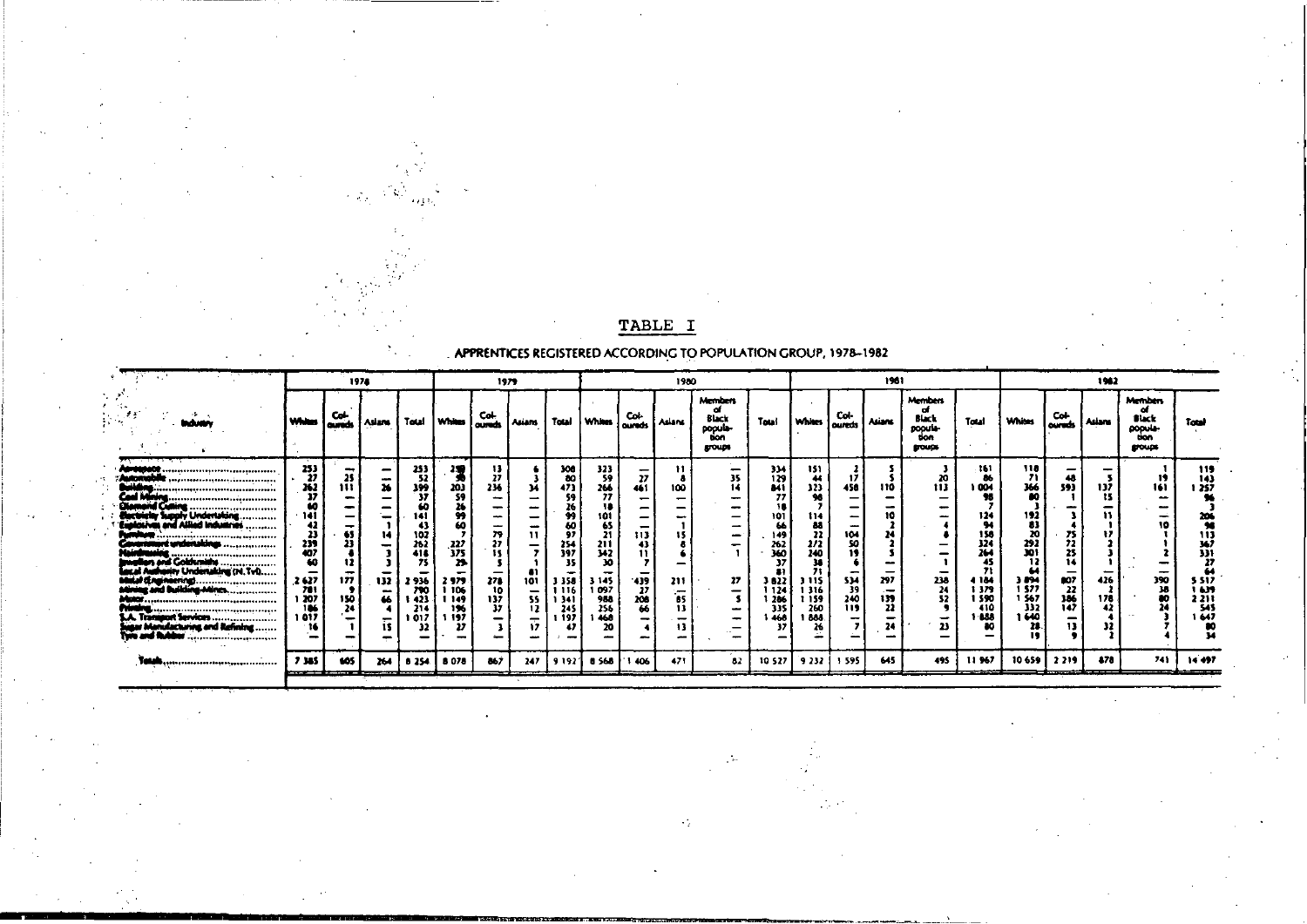## TABLE I

### APPRENTICES REGISTERED ACCORDING TO POPULATION GROUP, 1978–1982

| Industry | 1978 | | | | 1979 | | | | 1980 | | | | | 1981 | | | | | 1982 | | | | |
|---|---|---|---|---|---|---|---|---|---|---|---|---|---|---|---|---|---|---|---|---|---|---|---|
| | Whites | Coloureds | Asians | Total | Whites | Coloureds | Asians | Total | Whites | Coloureds | Asians | Members of Black population groups | Total | Whites | Coloureds | Asians | Members of Black population groups | Total | Whites | Coloureds | Asians | Members of Black population groups | Total |
| Aerospace | 253 | — | — | 253 | 289 | 13 | 6 | 308 | 323 | — | 11 | — | 334 | 151 | 2 | 5 | 3 | 161 | 118 | — | — | 1 | 119 |
| Automobile | 27 | 25 | — | 52 | 50 | 27 | 3 | 80 | 59 | 27 | 8 | 35 | 129 | 44 | 17 | 5 | 20 | 86 | 71 | 48 | 5 | 19 | 143 |
| Building | 262 | 111 | 26 | 399 | 203 | 236 | 34 | 473 | 266 | 461 | 100 | 14 | 841 | 323 | 458 | 110 | 113 | 1 004 | 366 | 593 | 137 | 161 | 1 257 |
| Coal Mining | 37 | — | — | 37 | 59 | — | — | 59 | 77 | — | — | — | 77 | 98 | — | — | — | 98 | 80 | 1 | 15 | — | 96 |
| Diamond Cutting | 60 | — | — | 60 | 26 | — | — | 26 | 18 | — | — | — | 18 | 7 | — | — | — | 7 | 3 | — | — | — | 3 |
| Electricity Supply Undertaking | 141 | — | — | 141 | 99 | — | — | 99 | 101 | — | — | — | 101 | 114 | — | 10 | — | 124 | 192 | 3 | 11 | — | 206 |
| Explosives and Allied Industries | 42 | — | 1 | 43 | 60 | — | — | 60 | 65 | — | 1 | — | 66 | 88 | — | 2 | 4 | 94 | 83 | 4 | 1 | 10 | 98 |
| Furniture | 23 | 65 | 14 | 102 | 7 | 79 | 11 | 97 | 21 | 113 | 15 | — | 149 | 22 | 104 | 24 | 8 | 158 | 20 | 75 | 17 | 1 | 113 |
| Government undertakings | 239 | 23 | — | 262 | 227 | 27 | — | 254 | 211 | 43 | 8 | — | 262 | 272 | 50 | 2 | — | 324 | 292 | 72 | 2 | 1 | 367 |
| Hairdressing | 407 | 8 | 3 | 418 | 375 | 15 | 7 | 397 | 342 | 11 | 6 | 1 | 360 | 240 | 19 | 5 | — | 264 | 301 | 25 | 3 | 2 | 331 |
| Jewellers and Goldsmiths | 60 | 12 | 3 | 75 | 29 | 5 | 1 | 35 | 30 | 7 | — | — | 37 | 38 | 6 | — | 1 | 45 | 12 | 14 | 1 | — | 27 |
| Local Authority Undertaking (N.Tvl) | — | — | — | — | — | — | 81 | — | — | — | — | — | 81 | 71 | — | — | — | 71 | 64 | — | — | — | 64 |
| Metal (Engineering) | 2 627 | 177 | 132 | 2 936 | 2 979 | 278 | 101 | 3 358 | 3 145 | 439 | 211 | 27 | 3 822 | 3 115 | 534 | 297 | 238 | 4 184 | 3 894 | 807 | 426 | 390 | 5 517 |
| Mining and Building-Mines | 781 | 9 | — | 790 | 1 106 | 10 | — | 1 116 | 1 097 | 27 | — | — | 1 124 | 1 316 | 39 | — | 24 | 1 379 | 1 577 | 22 | 2 | 38 | 1 639 |
| Motor | 1 207 | 150 | 66 | 1 423 | 1 149 | 137 | 55 | 1 341 | 988 | 208 | 85 | 5 | 1 286 | 1 159 | 240 | 139 | 52 | 1 590 | 1 567 | 386 | 178 | 80 | 2 211 |
| Printing | 186 | 24 | 4 | 214 | 196 | 37 | 12 | 245 | 256 | 66 | 13 | — | 335 | 260 | 119 | 22 | 9 | 410 | 332 | 147 | 42 | 24 | 545 |
| S.A. Transport Services | 1 017 | — | — | 1 017 | 1 197 | — | — | 1 197 | 1 468 | — | — | — | 1 468 | 1 888 | — | — | — | 1 888 | 1 640 | — | 4 | 3 | 1 647 |
| Sugar Manufacturing and Refining | 16 | 1 | 15 | 32 | 27 | 3 | 17 | 47 | 20 | 4 | 13 | — | 37 | 26 | 7 | 24 | 23 | 80 | 28 | 13 | 32 | 7 | 80 |
| Tyre and Rubber | — | — | — | — | — | — | — | — | — | — | — | — | — | — | — | — | — | — | 19 | 9 | 2 | 4 | 34 |
| **Totals** | 7 385 | 605 | 264 | 8 254 | 8 078 | 867 | 247 | 9 192 | 8 568 | 1 406 | 471 | 82 | 10 527 | 9 232 | 1 595 | 645 | 495 | 11 967 | 10 659 | 2 219 | 878 | 741 | 14 497 |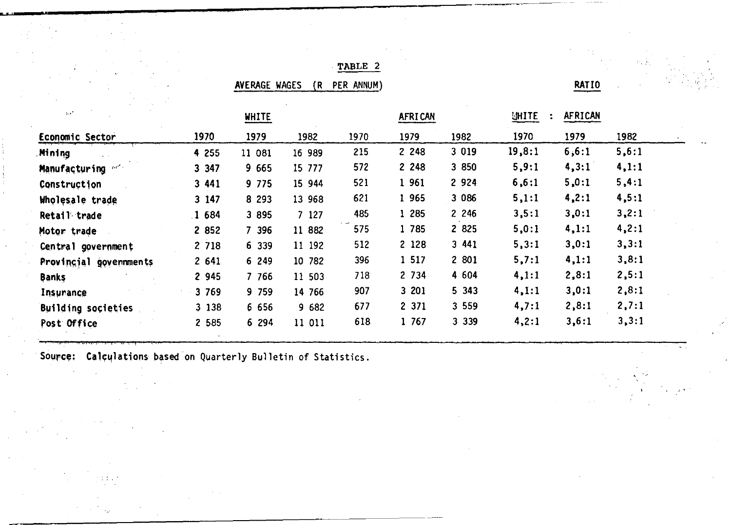**TABLE 2**

| | AVERAGE WAGES (R PER ANNUM) | | | | | | RATIO | | |
|---|---|---|---|---|---|---|---|---|---|
| | WHITE | | | AFRICAN | | | WHITE : AFRICAN | | |
| Economic Sector | 1970 | 1979 | 1982 | 1970 | 1979 | 1982 | 1970 | 1979 | 1982 |
| Mining | 4 255 | 11 081 | 16 989 | 215 | 2 248 | 3 019 | 19,8:1 | 6,6:1 | 5,6:1 |
| Manufacturing | 3 347 | 9 665 | 15 777 | 572 | 2 248 | 3 850 | 5,9:1 | 4,3:1 | 4,1:1 |
| Construction | 3 441 | 9 775 | 15 944 | 521 | 1 961 | 2 924 | 6,6:1 | 5,0:1 | 5,4:1 |
| Wholesale trade | 3 147 | 8 293 | 13 968 | 621 | 1 965 | 3 086 | 5,1:1 | 4,2:1 | 4,5:1 |
| Retail trade | 1 684 | 3 895 | 7 127 | 485 | 1 285 | 2 246 | 3,5:1 | 3,0:1 | 3,2:1 |
| Motor trade | 2 852 | 7 396 | 11 882 | 575 | 1 785 | 2 825 | 5,0:1 | 4,1:1 | 4,2:1 |
| Central government | 2 718 | 6 339 | 11 192 | 512 | 2 128 | 3 441 | 5,3:1 | 3,0:1 | 3,3:1 |
| Provincial govenments | 2 641 | 6 249 | 10 782 | 396 | 1 517 | 2 801 | 5,7:1 | 4,1:1 | 3,8:1 |
| Banks | 2 945 | 7 766 | 11 503 | 718 | 2 734 | 4 604 | 4,1:1 | 2,8:1 | 2,5:1 |
| Insurance | 3 769 | 9 759 | 14 766 | 907 | 3 201 | 5 343 | 4,1:1 | 3,0:1 | 2,8:1 |
| Building societies | 3 138 | 6 656 | 9 682 | 677 | 2 371 | 3 559 | 4,7:1 | 2,8:1 | 2,7:1 |
| Post Office | 2 585 | 6 294 | 11 011 | 618 | 1 767 | 3 339 | 4,2:1 | 3,6:1 | 3,3:1 |

Source: Calculations based on Quarterly Bulletin of Statistics.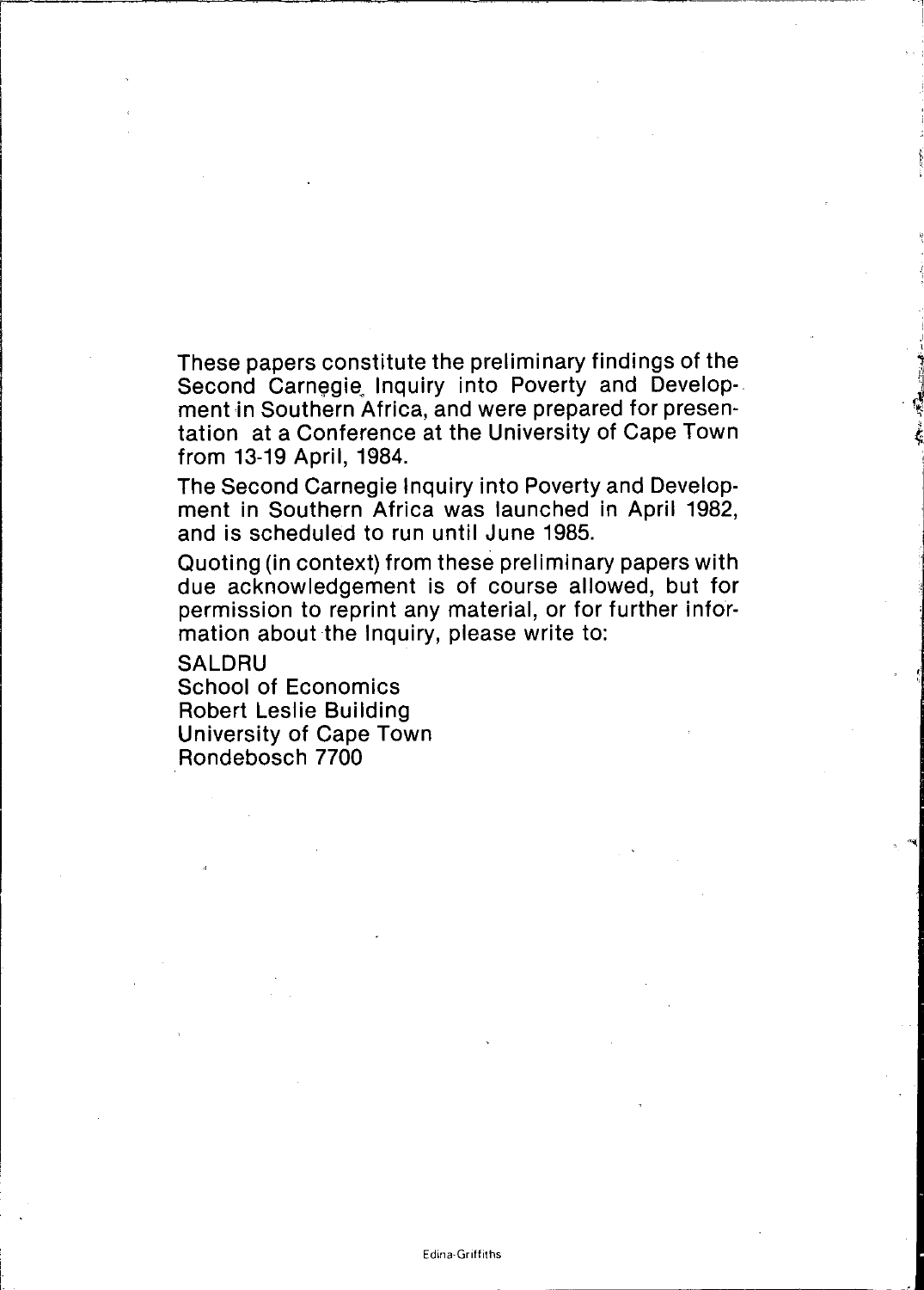These papers constitute the preliminary findings of the Second Carnegie Inquiry into Poverty and Development in Southern Africa, and were prepared for presentation at a Conference at the University of Cape Town from 13-19 April, 1984.

The Second Carnegie Inquiry into Poverty and Development in Southern Africa was launched in April 1982, and is scheduled to run until June 1985.

Quoting (in context) from these preliminary papers with due acknowledgement is of course allowed, but for permission to reprint any material, or for further information about the Inquiry, please write to:

SALDRU
School of Economics
Robert Leslie Building
University of Cape Town
Rondebosch 7700

Edina-Griffiths